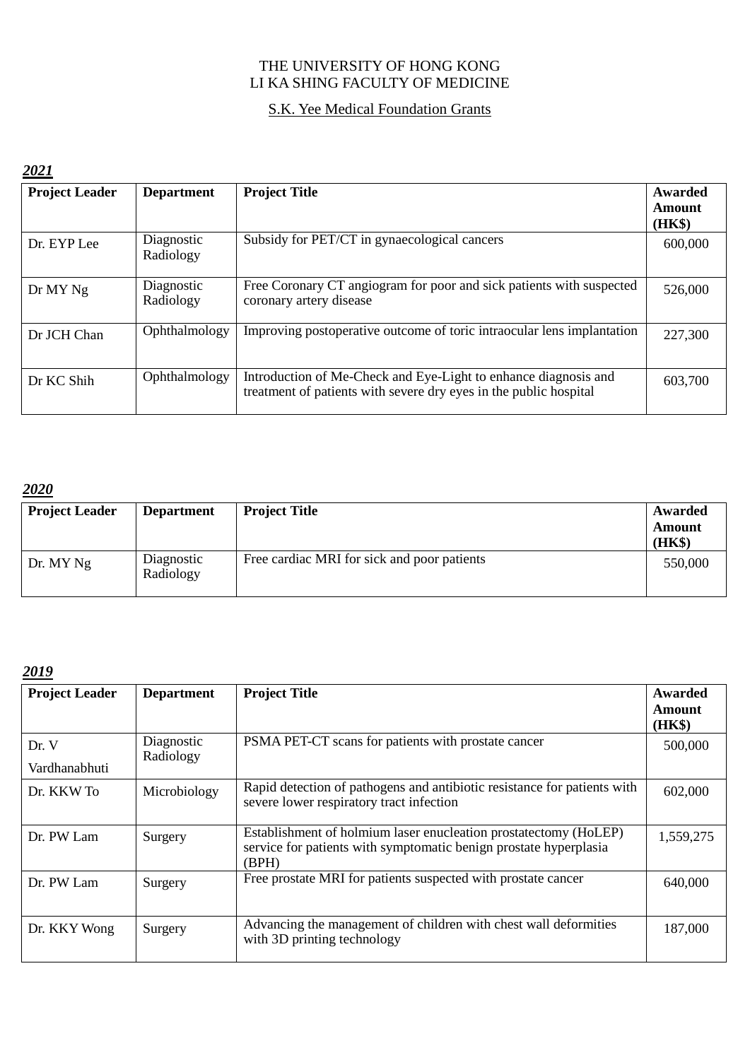THE UNIVERSITY OF HONG KONG
LI KA SHING FACULTY OF MEDICINE

S.K. Yee Medical Foundation Grants

***2021***

| Project Leader | Department | Project Title | Awarded Amount (HK$) |
|---|---|---|---|
| Dr. EYP Lee | Diagnostic Radiology | Subsidy for PET/CT in gynaecological cancers | 600,000 |
| Dr MY Ng | Diagnostic Radiology | Free Coronary CT angiogram for poor and sick patients with suspected coronary artery disease | 526,000 |
| Dr JCH Chan | Ophthalmology | Improving postoperative outcome of toric intraocular lens implantation | 227,300 |
| Dr KC Shih | Ophthalmology | Introduction of Me-Check and Eye-Light to enhance diagnosis and treatment of patients with severe dry eyes in the public hospital | 603,700 |

***2020***

| Project Leader | Department | Project Title | Awarded Amount (HK$) |
|---|---|---|---|
| Dr. MY Ng | Diagnostic Radiology | Free cardiac MRI for sick and poor patients | 550,000 |

***2019***

| Project Leader | Department | Project Title | Awarded Amount (HK$) |
|---|---|---|---|
| Dr. V Vardhanabhuti | Diagnostic Radiology | PSMA PET-CT scans for patients with prostate cancer | 500,000 |
| Dr. KKW To | Microbiology | Rapid detection of pathogens and antibiotic resistance for patients with severe lower respiratory tract infection | 602,000 |
| Dr. PW Lam | Surgery | Establishment of holmium laser enucleation prostatectomy (HoLEP) service for patients with symptomatic benign prostate hyperplasia (BPH) | 1,559,275 |
| Dr. PW Lam | Surgery | Free prostate MRI for patients suspected with prostate cancer | 640,000 |
| Dr. KKY Wong | Surgery | Advancing the management of children with chest wall deformities with 3D printing technology | 187,000 |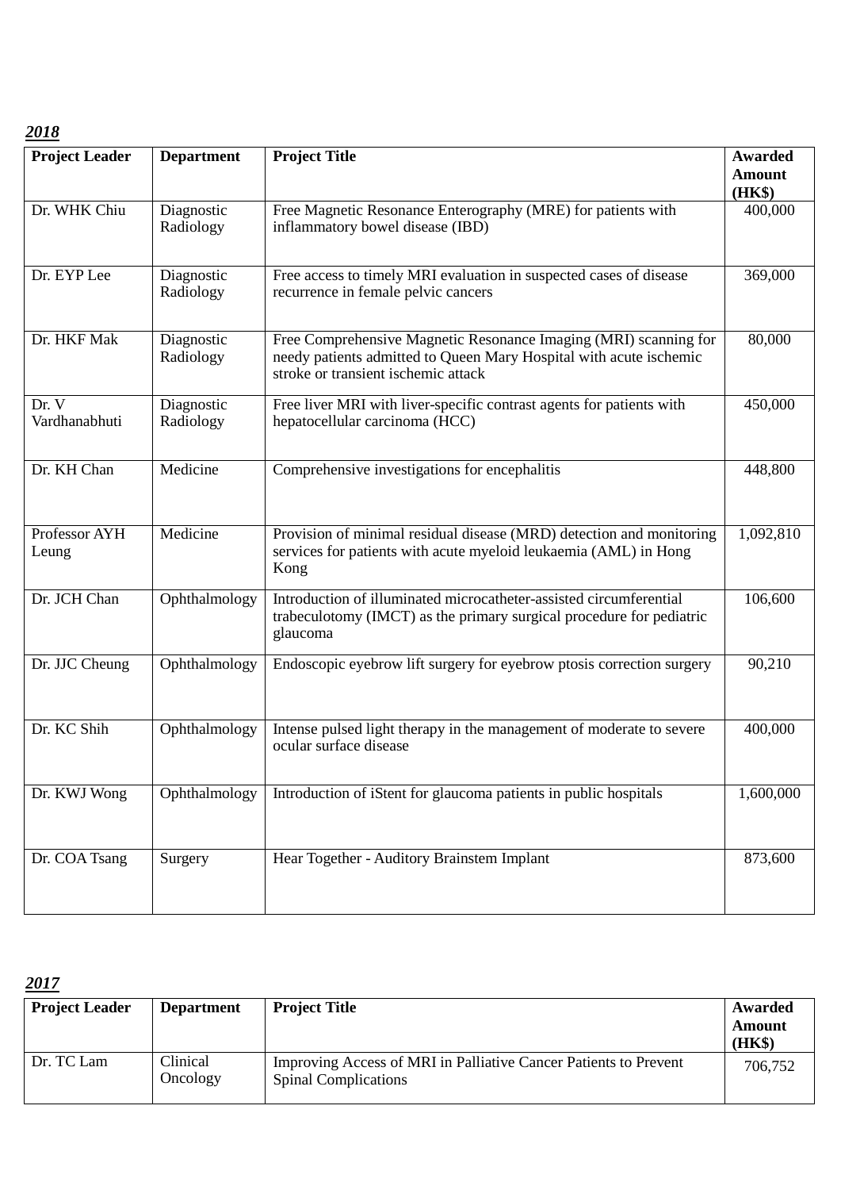***2018***

| **Project Leader** | **Department** | **Project Title** | **Awarded Amount (HK$)** |
|---|---|---|---|
| Dr. WHK Chiu | Diagnostic Radiology | Free Magnetic Resonance Enterography (MRE) for patients with inflammatory bowel disease (IBD) | 400,000 |
| Dr. EYP Lee | Diagnostic Radiology | Free access to timely MRI evaluation in suspected cases of disease recurrence in female pelvic cancers | 369,000 |
| Dr. HKF Mak | Diagnostic Radiology | Free Comprehensive Magnetic Resonance Imaging (MRI) scanning for needy patients admitted to Queen Mary Hospital with acute ischemic stroke or transient ischemic attack | 80,000 |
| Dr. V Vardhanabhuti | Diagnostic Radiology | Free liver MRI with liver-specific contrast agents for patients with hepatocellular carcinoma (HCC) | 450,000 |
| Dr. KH Chan | Medicine | Comprehensive investigations for encephalitis | 448,800 |
| Professor AYH Leung | Medicine | Provision of minimal residual disease (MRD) detection and monitoring services for patients with acute myeloid leukaemia (AML) in Hong Kong | 1,092,810 |
| Dr. JCH Chan | Ophthalmology | Introduction of illuminated microcatheter-assisted circumferential trabeculotomy (IMCT) as the primary surgical procedure for pediatric glaucoma | 106,600 |
| Dr. JJC Cheung | Ophthalmology | Endoscopic eyebrow lift surgery for eyebrow ptosis correction surgery | 90,210 |
| Dr. KC Shih | Ophthalmology | Intense pulsed light therapy in the management of moderate to severe ocular surface disease | 400,000 |
| Dr. KWJ Wong | Ophthalmology | Introduction of iStent for glaucoma patients in public hospitals | 1,600,000 |
| Dr. COA Tsang | Surgery | Hear Together - Auditory Brainstem Implant | 873,600 |

***2017***

| **Project Leader** | **Department** | **Project Title** | **Awarded Amount (HK$)** |
|---|---|---|---|
| Dr. TC Lam | Clinical Oncology | Improving Access of MRI in Palliative Cancer Patients to Prevent Spinal Complications | 706,752 |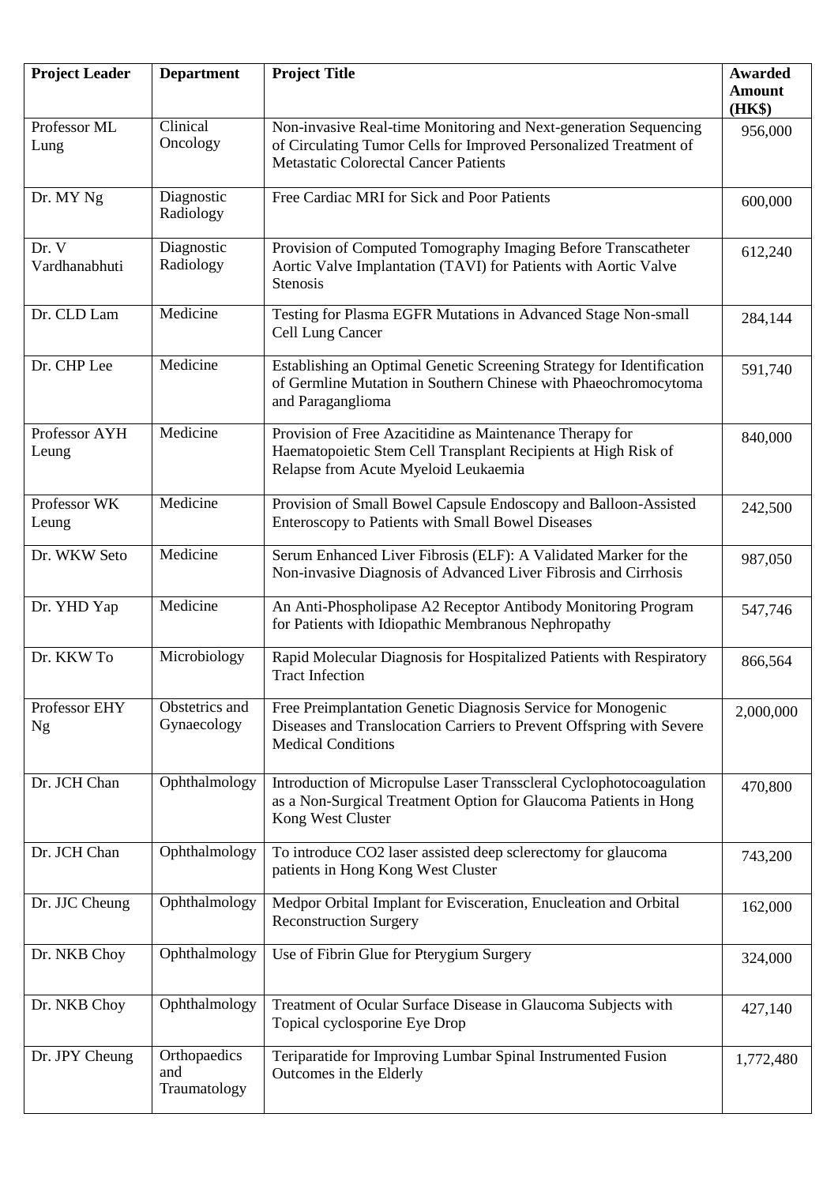| Project Leader | Department | Project Title | Awarded Amount (HK$) |
|---|---|---|---|
| Professor ML Lung | Clinical Oncology | Non-invasive Real-time Monitoring and Next-generation Sequencing of Circulating Tumor Cells for Improved Personalized Treatment of Metastatic Colorectal Cancer Patients | 956,000 |
| Dr. MY Ng | Diagnostic Radiology | Free Cardiac MRI for Sick and Poor Patients | 600,000 |
| Dr. V Vardhanabhuti | Diagnostic Radiology | Provision of Computed Tomography Imaging Before Transcatheter Aortic Valve Implantation (TAVI) for Patients with Aortic Valve Stenosis | 612,240 |
| Dr. CLD Lam | Medicine | Testing for Plasma EGFR Mutations in Advanced Stage Non-small Cell Lung Cancer | 284,144 |
| Dr. CHP Lee | Medicine | Establishing an Optimal Genetic Screening Strategy for Identification of Germline Mutation in Southern Chinese with Phaeochromocytoma and Paraganglioma | 591,740 |
| Professor AYH Leung | Medicine | Provision of Free Azacitidine as Maintenance Therapy for Haematopoietic Stem Cell Transplant Recipients at High Risk of Relapse from Acute Myeloid Leukaemia | 840,000 |
| Professor WK Leung | Medicine | Provision of Small Bowel Capsule Endoscopy and Balloon-Assisted Enteroscopy to Patients with Small Bowel Diseases | 242,500 |
| Dr. WKW Seto | Medicine | Serum Enhanced Liver Fibrosis (ELF): A Validated Marker for the Non-invasive Diagnosis of Advanced Liver Fibrosis and Cirrhosis | 987,050 |
| Dr. YHD Yap | Medicine | An Anti-Phospholipase A2 Receptor Antibody Monitoring Program for Patients with Idiopathic Membranous Nephropathy | 547,746 |
| Dr. KKW To | Microbiology | Rapid Molecular Diagnosis for Hospitalized Patients with Respiratory Tract Infection | 866,564 |
| Professor EHY Ng | Obstetrics and Gynaecology | Free Preimplantation Genetic Diagnosis Service for Monogenic Diseases and Translocation Carriers to Prevent Offspring with Severe Medical Conditions | 2,000,000 |
| Dr. JCH Chan | Ophthalmology | Introduction of Micropulse Laser Transscleral Cyclophotocoagulation as a Non-Surgical Treatment Option for Glaucoma Patients in Hong Kong West Cluster | 470,800 |
| Dr. JCH Chan | Ophthalmology | To introduce $CO_2$ laser assisted deep sclerectomy for glaucoma patients in Hong Kong West Cluster | 743,200 |
| Dr. JJC Cheung | Ophthalmology | Medpor Orbital Implant for Evisceration, Enucleation and Orbital Reconstruction Surgery | 162,000 |
| Dr. NKB Choy | Ophthalmology | Use of Fibrin Glue for Pterygium Surgery | 324,000 |
| Dr. NKB Choy | Ophthalmology | Treatment of Ocular Surface Disease in Glaucoma Subjects with Topical cyclosporine Eye Drop | 427,140 |
| Dr. JPY Cheung | Orthopaedics and Traumatology | Teriparatide for Improving Lumbar Spinal Instrumented Fusion Outcomes in the Elderly | 1,772,480 |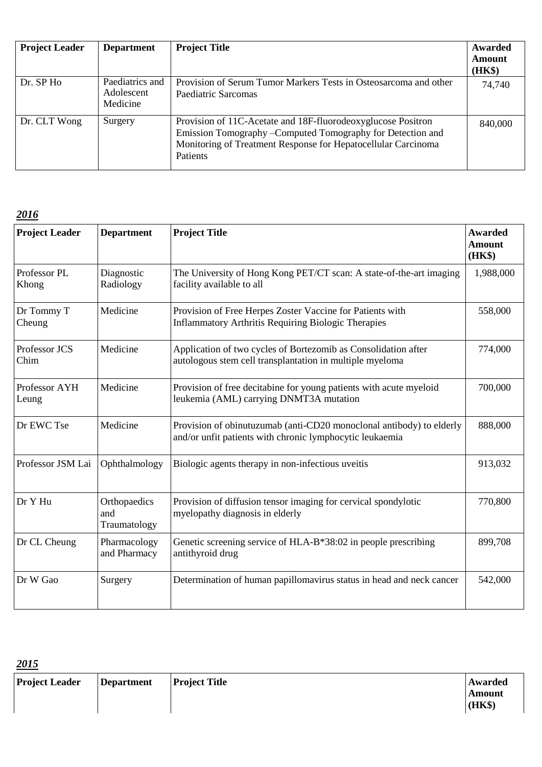| Project Leader | Department | Project Title | Awarded Amount (HK$) |
| --- | --- | --- | --- |
| Dr. SP Ho | Paediatrics and Adolescent Medicine | Provision of Serum Tumor Markers Tests in Osteosarcoma and other Paediatric Sarcomas | 74,740 |
| Dr. CLT Wong | Surgery | Provision of 11C-Acetate and 18F-fluorodeoxyglucose Positron Emission Tomography –Computed Tomography for Detection and Monitoring of Treatment Response for Hepatocellular Carcinoma Patients | 840,000 |

***2016***

| Project Leader | Department | Project Title | Awarded Amount (HK$) |
| --- | --- | --- | --- |
| Professor PL Khong | Diagnostic Radiology | The University of Hong Kong PET/CT scan: A state-of-the-art imaging facility available to all | 1,988,000 |
| Dr Tommy T Cheung | Medicine | Provision of Free Herpes Zoster Vaccine for Patients with Inflammatory Arthritis Requiring Biologic Therapies | 558,000 |
| Professor JCS Chim | Medicine | Application of two cycles of Bortezomib as Consolidation after autologous stem cell transplantation in multiple myeloma | 774,000 |
| Professor AYH Leung | Medicine | Provision of free decitabine for young patients with acute myeloid leukemia (AML) carrying DNMT3A mutation | 700,000 |
| Dr EWC Tse | Medicine | Provision of obinutuzumab (anti-CD20 monoclonal antibody) to elderly and/or unfit patients with chronic lymphocytic leukaemia | 888,000 |
| Professor JSM Lai | Ophthalmology | Biologic agents therapy in non-infectious uveitis | 913,032 |
| Dr Y Hu | Orthopaedics and Traumatology | Provision of diffusion tensor imaging for cervical spondylotic myelopathy diagnosis in elderly | 770,800 |
| Dr CL Cheung | Pharmacology and Pharmacy | Genetic screening service of HLA-B*38:02 in people prescribing antithyroid drug | 899,708 |
| Dr W Gao | Surgery | Determination of human papillomavirus status in head and neck cancer | 542,000 |

***2015***

| Project Leader | Department | Project Title | Awarded Amount (HK$) |
| --- | --- | --- | --- |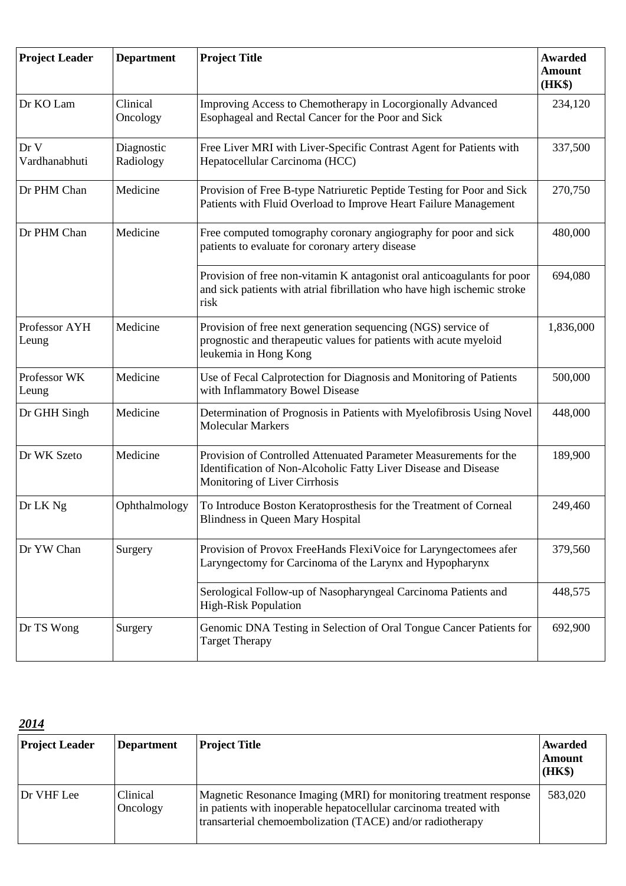| Project Leader | Department | Project Title | Awarded Amount (HK$) |
|---|---|---|---|
| Dr KO Lam | Clinical Oncology | Improving Access to Chemotherapy in Locorgionally Advanced Esophageal and Rectal Cancer for the Poor and Sick | 234,120 |
| Dr V Vardhanabhuti | Diagnostic Radiology | Free Liver MRI with Liver-Specific Contrast Agent for Patients with Hepatocellular Carcinoma (HCC) | 337,500 |
| Dr PHM Chan | Medicine | Provision of Free B-type Natriuretic Peptide Testing for Poor and Sick Patients with Fluid Overload to Improve Heart Failure Management | 270,750 |
| Dr PHM Chan | Medicine | Free computed tomography coronary angiography for poor and sick patients to evaluate for coronary artery disease | 480,000 |
| | | Provision of free non-vitamin K antagonist oral anticoagulants for poor and sick patients with atrial fibrillation who have high ischemic stroke risk | 694,080 |
| Professor AYH Leung | Medicine | Provision of free next generation sequencing (NGS) service of prognostic and therapeutic values for patients with acute myeloid leukemia in Hong Kong | 1,836,000 |
| Professor WK Leung | Medicine | Use of Fecal Calprotection for Diagnosis and Monitoring of Patients with Inflammatory Bowel Disease | 500,000 |
| Dr GHH Singh | Medicine | Determination of Prognosis in Patients with Myelofibrosis Using Novel Molecular Markers | 448,000 |
| Dr WK Szeto | Medicine | Provision of Controlled Attenuated Parameter Measurements for the Identification of Non-Alcoholic Fatty Liver Disease and Disease Monitoring of Liver Cirrhosis | 189,900 |
| Dr LK Ng | Ophthalmology | To Introduce Boston Keratoprosthesis for the Treatment of Corneal Blindness in Queen Mary Hospital | 249,460 |
| Dr YW Chan | Surgery | Provision of Provox FreeHands FlexiVoice for Laryngectomees afer Laryngectomy for Carcinoma of the Larynx and Hypopharynx | 379,560 |
| | | Serological Follow-up of Nasopharyngeal Carcinoma Patients and High-Risk Population | 448,575 |
| Dr TS Wong | Surgery | Genomic DNA Testing in Selection of Oral Tongue Cancer Patients for Target Therapy | 692,900 |

***2014***

| Project Leader | Department | Project Title | Awarded Amount (HK$) |
|---|---|---|---|
| Dr VHF Lee | Clinical Oncology | Magnetic Resonance Imaging (MRI) for monitoring treatment response in patients with inoperable hepatocellular carcinoma treated with transarterial chemoembolization (TACE) and/or radiotherapy | 583,020 |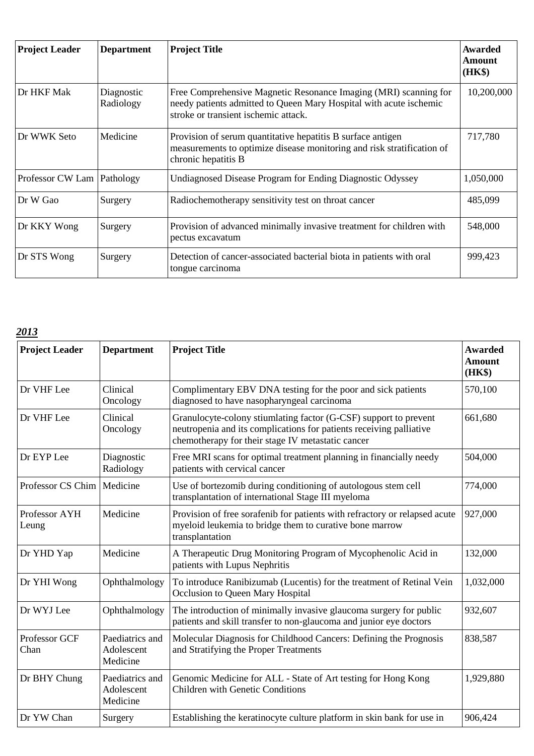| Project Leader | Department | Project Title | Awarded Amount (HK$) |
|---|---|---|---|
| Dr HKF Mak | Diagnostic Radiology | Free Comprehensive Magnetic Resonance Imaging (MRI) scanning for needy patients admitted to Queen Mary Hospital with acute ischemic stroke or transient ischemic attack. | 10,200,000 |
| Dr WWK Seto | Medicine | Provision of serum quantitative hepatitis B surface antigen measurements to optimize disease monitoring and risk stratification of chronic hepatitis B | 717,780 |
| Professor CW Lam | Pathology | Undiagnosed Disease Program for Ending Diagnostic Odyssey | 1,050,000 |
| Dr W Gao | Surgery | Radiochemotherapy sensitivity test on throat cancer | 485,099 |
| Dr KKY Wong | Surgery | Provision of advanced minimally invasive treatment for children with pectus excavatum | 548,000 |
| Dr STS Wong | Surgery | Detection of cancer-associated bacterial biota in patients with oral tongue carcinoma | 999,423 |

***2013***

| Project Leader | Department | Project Title | Awarded Amount (HK$) |
|---|---|---|---|
| Dr VHF Lee | Clinical Oncology | Complimentary EBV DNA testing for the poor and sick patients diagnosed to have nasopharyngeal carcinoma | 570,100 |
| Dr VHF Lee | Clinical Oncology | Granulocyte-colony stiumlating factor (G-CSF) support to prevent neutropenia and its complications for patients receiving palliative chemotherapy for their stage IV metastatic cancer | 661,680 |
| Dr EYP Lee | Diagnostic Radiology | Free MRI scans for optimal treatment planning in financially needy patients with cervical cancer | 504,000 |
| Professor CS Chim | Medicine | Use of bortezomib during conditioning of autologous stem cell transplantation of international Stage III myeloma | 774,000 |
| Professor AYH Leung | Medicine | Provision of free sorafenib for patients with refractory or relapsed acute myeloid leukemia to bridge them to curative bone marrow transplantation | 927,000 |
| Dr YHD Yap | Medicine | A Therapeutic Drug Monitoring Program of Mycophenolic Acid in patients with Lupus Nephritis | 132,000 |
| Dr YHI Wong | Ophthalmology | To introduce Ranibizumab (Lucentis) for the treatment of Retinal Vein Occlusion to Queen Mary Hospital | 1,032,000 |
| Dr WYJ Lee | Ophthalmology | The introduction of minimally invasive glaucoma surgery for public patients and skill transfer to non-glaucoma and junior eye doctors | 932,607 |
| Professor GCF Chan | Paediatrics and Adolescent Medicine | Molecular Diagnosis for Childhood Cancers: Defining the Prognosis and Stratifying the Proper Treatments | 838,587 |
| Dr BHY Chung | Paediatrics and Adolescent Medicine | Genomic Medicine for ALL - State of Art testing for Hong Kong Children with Genetic Conditions | 1,929,880 |
| Dr YW Chan | Surgery | Establishing the keratinocyte culture platform in skin bank for use in | 906,424 |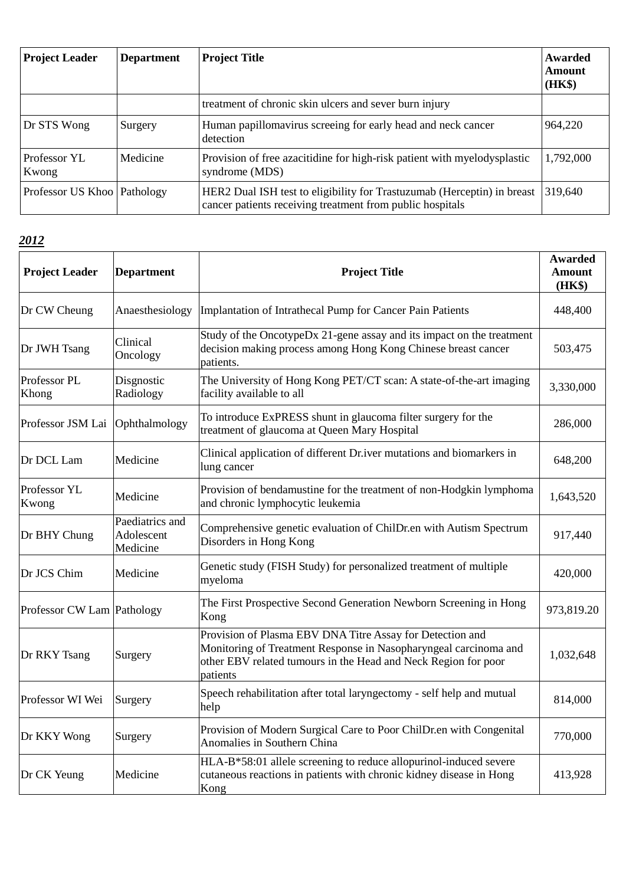| Project Leader | Department | Project Title | Awarded Amount (HK$) |
|---|---|---|---|
| | | treatment of chronic skin ulcers and sever burn injury | |
| Dr STS Wong | Surgery | Human papillomavirus screeing for early head and neck cancer detection | 964,220 |
| Professor YL Kwong | Medicine | Provision of free azacitidine for high-risk patient with myelodysplastic syndrome (MDS) | 1,792,000 |
| Professor US Khoo | Pathology | HER2 Dual ISH test to eligibility for Trastuzumab (Herceptin) in breast cancer patients receiving treatment from public hospitals | 319,640 |

***2012***

| Project Leader | Department | Project Title | Awarded Amount (HK$) |
|---|---|---|---|
| Dr CW Cheung | Anaesthesiology | Implantation of Intrathecal Pump for Cancer Pain Patients | 448,400 |
| Dr JWH Tsang | Clinical Oncology | Study of the OncotypeDx 21-gene assay and its impact on the treatment decision making process among Hong Kong Chinese breast cancer patients. | 503,475 |
| Professor PL Khong | Disgnostic Radiology | The University of Hong Kong PET/CT scan: A state-of-the-art imaging facility available to all | 3,330,000 |
| Professor JSM Lai | Ophthalmology | To introduce ExPRESS shunt in glaucoma filter surgery for the treatment of glaucoma at Queen Mary Hospital | 286,000 |
| Dr DCL Lam | Medicine | Clinical application of different Dr.iver mutations and biomarkers in lung cancer | 648,200 |
| Professor YL Kwong | Medicine | Provision of bendamustine for the treatment of non-Hodgkin lymphoma and chronic lymphocytic leukemia | 1,643,520 |
| Dr BHY Chung | Paediatrics and Adolescent Medicine | Comprehensive genetic evaluation of ChilDr.en with Autism Spectrum Disorders in Hong Kong | 917,440 |
| Dr JCS Chim | Medicine | Genetic study (FISH Study) for personalized treatment of multiple myeloma | 420,000 |
| Professor CW Lam | Pathology | The First Prospective Second Generation Newborn Screening in Hong Kong | 973,819.20 |
| Dr RKY Tsang | Surgery | Provision of Plasma EBV DNA Titre Assay for Detection and Monitoring of Treatment Response in Nasopharyngeal carcinoma and other EBV related tumours in the Head and Neck Region for poor patients | 1,032,648 |
| Professor WI Wei | Surgery | Speech rehabilitation after total laryngectomy - self help and mutual help | 814,000 |
| Dr KKY Wong | Surgery | Provision of Modern Surgical Care to Poor ChilDr.en with Congenital Anomalies in Southern China | 770,000 |
| Dr CK Yeung | Medicine | HLA-B*58:01 allele screening to reduce allopurinol-induced severe cutaneous reactions in patients with chronic kidney disease in Hong Kong | 413,928 |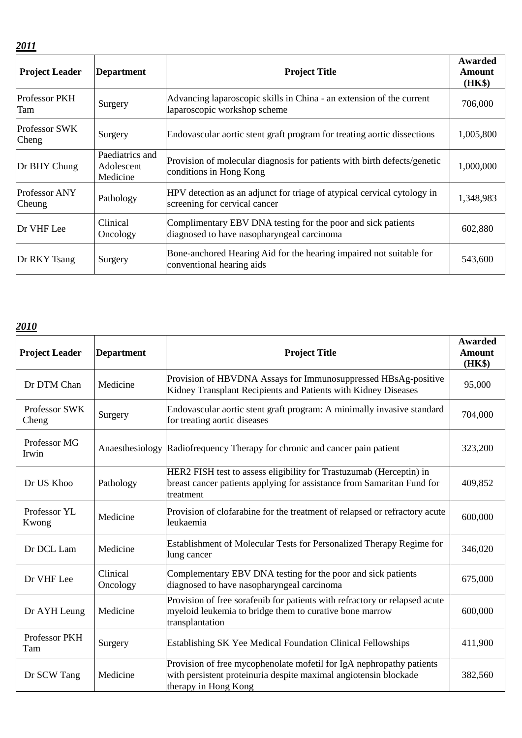***2011***

| Project Leader | Department | Project Title | Awarded Amount (HK$) |
|---|---|---|---|
| Professor PKH Tam | Surgery | Advancing laparoscopic skills in China - an extension of the current laparoscopic workshop scheme | 706,000 |
| Professor SWK Cheng | Surgery | Endovascular aortic stent graft program for treating aortic dissections | 1,005,800 |
| Dr BHY Chung | Paediatrics and Adolescent Medicine | Provision of molecular diagnosis for patients with birth defects/genetic conditions in Hong Kong | 1,000,000 |
| Professor ANY Cheung | Pathology | HPV detection as an adjunct for triage of atypical cervical cytology in screening for cervical cancer | 1,348,983 |
| Dr VHF Lee | Clinical Oncology | Complimentary EBV DNA testing for the poor and sick patients diagnosed to have nasopharyngeal carcinoma | 602,880 |
| Dr RKY Tsang | Surgery | Bone-anchored Hearing Aid for the hearing impaired not suitable for conventional hearing aids | 543,600 |

***2010***

| Project Leader | Department | Project Title | Awarded Amount (HK$) |
|---|---|---|---|
| Dr DTM Chan | Medicine | Provision of HBVDNA Assays for Immunosuppressed HBsAg-positive Kidney Transplant Recipients and Patients with Kidney Diseases | 95,000 |
| Professor SWK Cheng | Surgery | Endovascular aortic stent graft program: A minimally invasive standard for treating aortic diseases | 704,000 |
| Professor MG Irwin | Anaesthesiology | Radiofrequency Therapy for chronic and cancer pain patient | 323,200 |
| Dr US Khoo | Pathology | HER2 FISH test to assess eligibility for Trastuzumab (Herceptin) in breast cancer patients applying for assistance from Samaritan Fund for treatment | 409,852 |
| Professor YL Kwong | Medicine | Provision of clofarabine for the treatment of relapsed or refractory acute leukaemia | 600,000 |
| Dr DCL Lam | Medicine | Establishment of Molecular Tests for Personalized Therapy Regime for lung cancer | 346,020 |
| Dr VHF Lee | Clinical Oncology | Complementary EBV DNA testing for the poor and sick patients diagnosed to have nasopharyngeal carcinoma | 675,000 |
| Dr AYH Leung | Medicine | Provision of free sorafenib for patients with refractory or relapsed acute myeloid leukemia to bridge them to curative bone marrow transplantation | 600,000 |
| Professor PKH Tam | Surgery | Establishing SK Yee Medical Foundation Clinical Fellowships | 411,900 |
| Dr SCW Tang | Medicine | Provision of free mycophenolate mofetil for IgA nephropathy patients with persistent proteinuria despite maximal angiotensin blockade therapy in Hong Kong | 382,560 |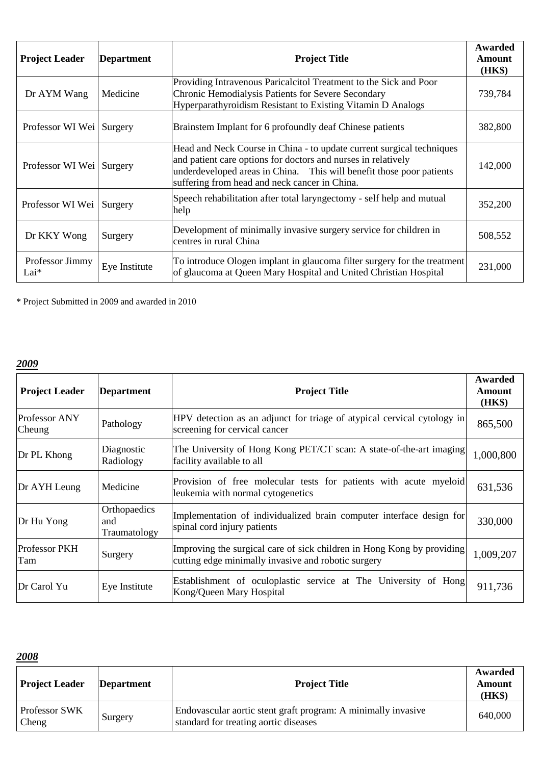| Project Leader | Department | Project Title | Awarded Amount (HK$) |
| --- | --- | --- | --- |
| Dr AYM Wang | Medicine | Providing Intravenous Paricalcitol Treatment to the Sick and Poor Chronic Hemodialysis Patients for Severe Secondary Hyperparathyroidism Resistant to Existing Vitamin D Analogs | 739,784 |
| Professor WI Wei | Surgery | Brainstem Implant for 6 profoundly deaf Chinese patients | 382,800 |
| Professor WI Wei | Surgery | Head and Neck Course in China - to update current surgical techniques and patient care options for doctors and nurses in relatively underdeveloped areas in China. This will benefit those poor patients suffering from head and neck cancer in China. | 142,000 |
| Professor WI Wei | Surgery | Speech rehabilitation after total laryngectomy - self help and mutual help | 352,200 |
| Dr KKY Wong | Surgery | Development of minimally invasive surgery service for children in centres in rural China | 508,552 |
| Professor Jimmy Lai* | Eye Institute | To introduce Ologen implant in glaucoma filter surgery for the treatment of glaucoma at Queen Mary Hospital and United Christian Hospital | 231,000 |

* Project Submitted in 2009 and awarded in 2010

## *2009*

| Project Leader | Department | Project Title | Awarded Amount (HK$) |
| --- | --- | --- | --- |
| Professor ANY Cheung | Pathology | HPV detection as an adjunct for triage of atypical cervical cytology in screening for cervical cancer | 865,500 |
| Dr PL Khong | Diagnostic Radiology | The University of Hong Kong PET/CT scan: A state-of-the-art imaging facility available to all | 1,000,800 |
| Dr AYH Leung | Medicine | Provision of free molecular tests for patients with acute myeloid leukemia with normal cytogenetics | 631,536 |
| Dr Hu Yong | Orthopaedics and Traumatology | Implementation of individualized brain computer interface design for spinal cord injury patients | 330,000 |
| Professor PKH Tam | Surgery | Improving the surgical care of sick children in Hong Kong by providing cutting edge minimally invasive and robotic surgery | 1,009,207 |
| Dr Carol Yu | Eye Institute | Establishment of oculoplastic service at The University of Hong Kong/Queen Mary Hospital | 911,736 |

## *2008*

| Project Leader | Department | Project Title | Awarded Amount (HK$) |
| --- | --- | --- | --- |
| Professor SWK Cheng | Surgery | Endovascular aortic stent graft program: A minimally invasive standard for treating aortic diseases | 640,000 |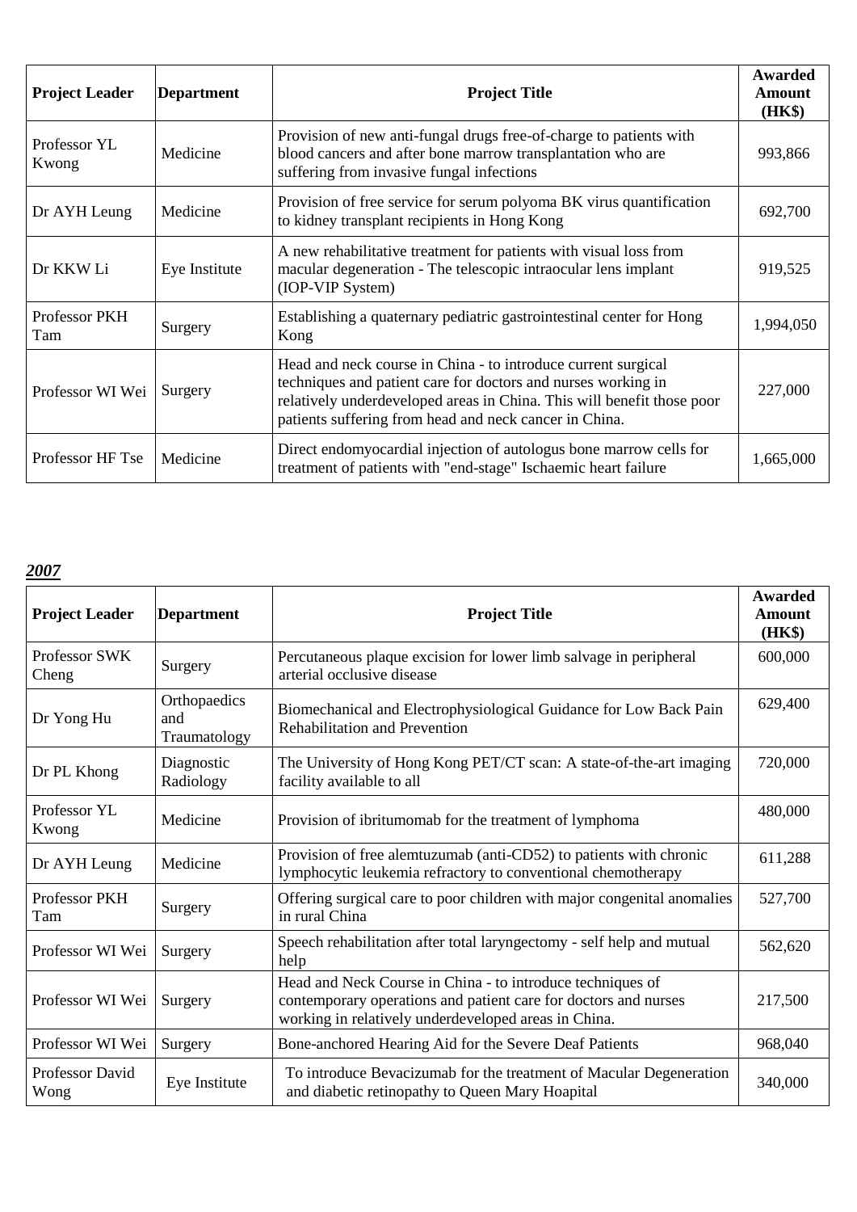| Project Leader | Department | Project Title | Awarded Amount (HK$) |
|---|---|---|---|
| Professor YL Kwong | Medicine | Provision of new anti-fungal drugs free-of-charge to patients with blood cancers and after bone marrow transplantation who are suffering from invasive fungal infections | 993,866 |
| Dr AYH Leung | Medicine | Provision of free service for serum polyoma BK virus quantification to kidney transplant recipients in Hong Kong | 692,700 |
| Dr KKW Li | Eye Institute | A new rehabilitative treatment for patients with visual loss from macular degeneration - The telescopic intraocular lens implant (IOP-VIP System) | 919,525 |
| Professor PKH Tam | Surgery | Establishing a quaternary pediatric gastrointestinal center for Hong Kong | 1,994,050 |
| Professor WI Wei | Surgery | Head and neck course in China - to introduce current surgical techniques and patient care for doctors and nurses working in relatively underdeveloped areas in China. This will benefit those poor patients suffering from head and neck cancer in China. | 227,000 |
| Professor HF Tse | Medicine | Direct endomyocardial injection of autologus bone marrow cells for treatment of patients with "end-stage" Ischaemic heart failure | 1,665,000 |

***2007***

| Project Leader | Department | Project Title | Awarded Amount (HK$) |
|---|---|---|---|
| Professor SWK Cheng | Surgery | Percutaneous plaque excision for lower limb salvage in peripheral arterial occlusive disease | 600,000 |
| Dr Yong Hu | Orthopaedics and Traumatology | Biomechanical and Electrophysiological Guidance for Low Back Pain Rehabilitation and Prevention | 629,400 |
| Dr PL Khong | Diagnostic Radiology | The University of Hong Kong PET/CT scan: A state-of-the-art imaging facility available to all | 720,000 |
| Professor YL Kwong | Medicine | Provision of ibritumomab for the treatment of lymphoma | 480,000 |
| Dr AYH Leung | Medicine | Provision of free alemtuzumab (anti-CD52) to patients with chronic lymphocytic leukemia refractory to conventional chemotherapy | 611,288 |
| Professor PKH Tam | Surgery | Offering surgical care to poor children with major congenital anomalies in rural China | 527,700 |
| Professor WI Wei | Surgery | Speech rehabilitation after total laryngectomy - self help and mutual help | 562,620 |
| Professor WI Wei | Surgery | Head and Neck Course in China - to introduce techniques of contemporary operations and patient care for doctors and nurses working in relatively underdeveloped areas in China. | 217,500 |
| Professor WI Wei | Surgery | Bone-anchored Hearing Aid for the Severe Deaf Patients | 968,040 |
| Professor David Wong | Eye Institute | To introduce Bevacizumab for the treatment of Macular Degeneration and diabetic retinopathy to Queen Mary Hoapital | 340,000 |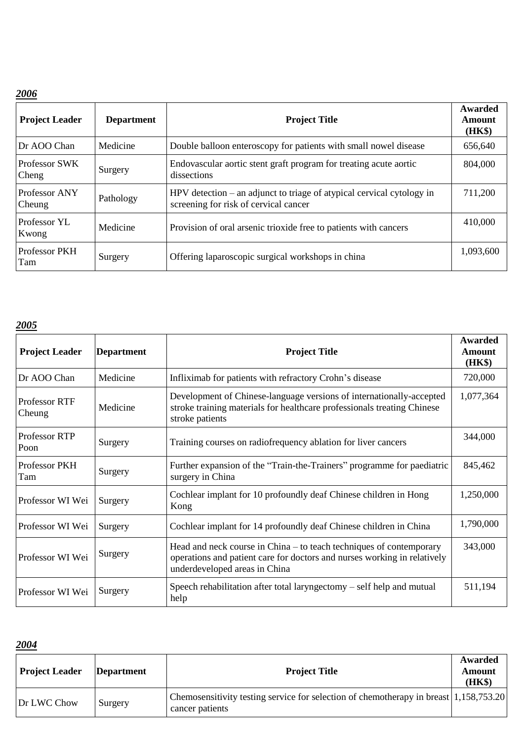***2006***

| Project Leader | Department | Project Title | Awarded Amount (HK$) |
|---|---|---|---|
| Dr AOO Chan | Medicine | Double balloon enteroscopy for patients with small nowel disease | 656,640 |
| Professor SWK Cheng | Surgery | Endovascular aortic stent graft program for treating acute aortic dissections | 804,000 |
| Professor ANY Cheung | Pathology | HPV detection – an adjunct to triage of atypical cervical cytology in screening for risk of cervical cancer | 711,200 |
| Professor YL Kwong | Medicine | Provision of oral arsenic trioxide free to patients with cancers | 410,000 |
| Professor PKH Tam | Surgery | Offering laparoscopic surgical workshops in china | 1,093,600 |

***2005***

| Project Leader | Department | Project Title | Awarded Amount (HK$) |
|---|---|---|---|
| Dr AOO Chan | Medicine | Infliximab for patients with refractory Crohn's disease | 720,000 |
| Professor RTF Cheung | Medicine | Development of Chinese-language versions of internationally-accepted stroke training materials for healthcare professionals treating Chinese stroke patients | 1,077,364 |
| Professor RTP Poon | Surgery | Training courses on radiofrequency ablation for liver cancers | 344,000 |
| Professor PKH Tam | Surgery | Further expansion of the "Train-the-Trainers" programme for paediatric surgery in China | 845,462 |
| Professor WI Wei | Surgery | Cochlear implant for 10 profoundly deaf Chinese children in Hong Kong | 1,250,000 |
| Professor WI Wei | Surgery | Cochlear implant for 14 profoundly deaf Chinese children in China | 1,790,000 |
| Professor WI Wei | Surgery | Head and neck course in China – to teach techniques of contemporary operations and patient care for doctors and nurses working in relatively underdeveloped areas in China | 343,000 |
| Professor WI Wei | Surgery | Speech rehabilitation after total laryngectomy – self help and mutual help | 511,194 |

***2004***

| Project Leader | Department | Project Title | Awarded Amount (HK$) |
|---|---|---|---|
| Dr LWC Chow | Surgery | Chemosensitivity testing service for selection of chemotherapy in breast cancer patients | 1,158,753.20 |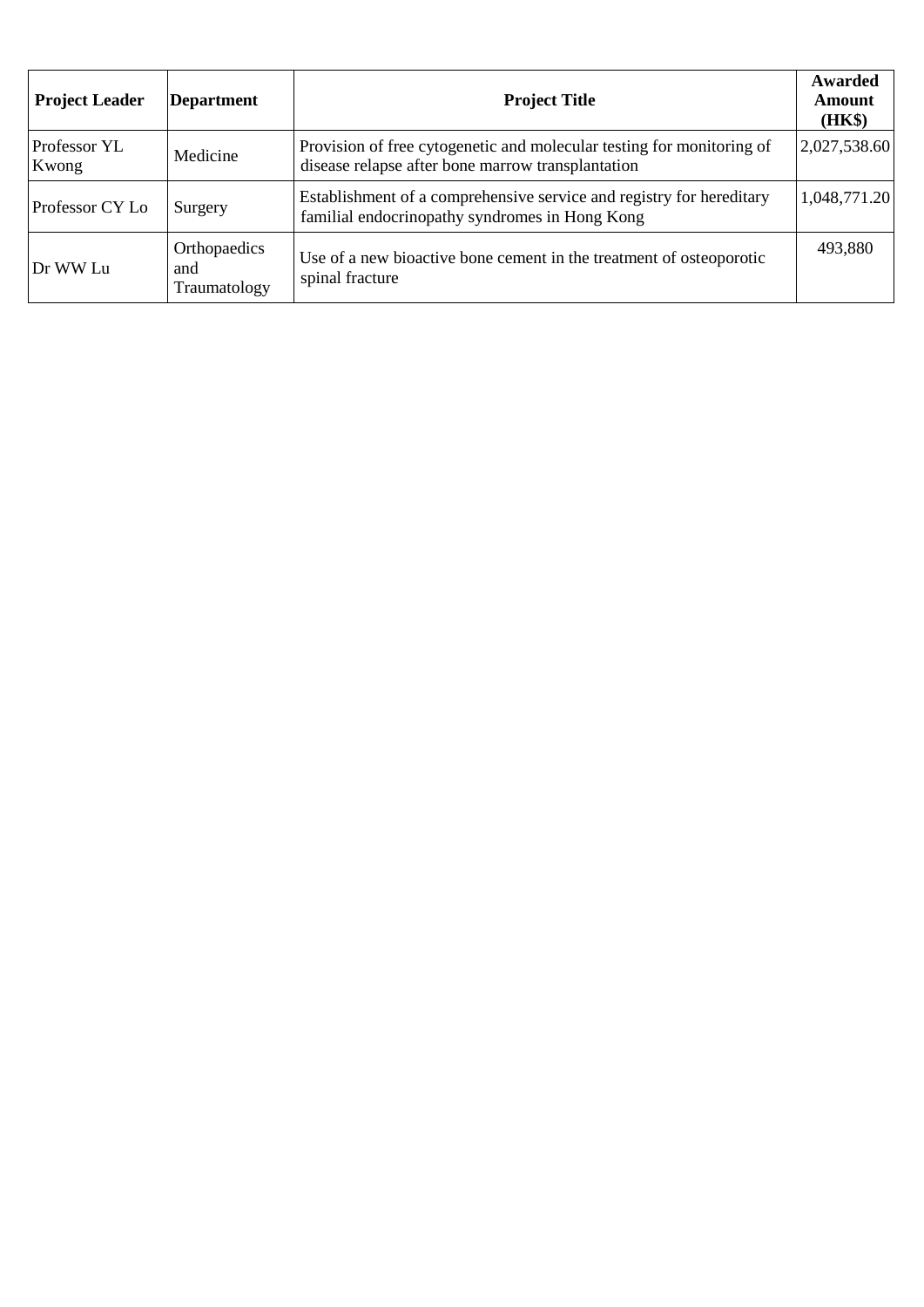| **Project Leader** | **Department** | **Project Title** | **Awarded Amount (HK$)** |
|---|---|---|---|
| Professor YL Kwong | Medicine | Provision of free cytogenetic and molecular testing for monitoring of disease relapse after bone marrow transplantation | 2,027,538.60 |
| Professor CY Lo | Surgery | Establishment of a comprehensive service and registry for hereditary familial endocrinopathy syndromes in Hong Kong | 1,048,771.20 |
| Dr WW Lu | Orthopaedics and Traumatology | Use of a new bioactive bone cement in the treatment of osteoporotic spinal fracture | 493,880 |